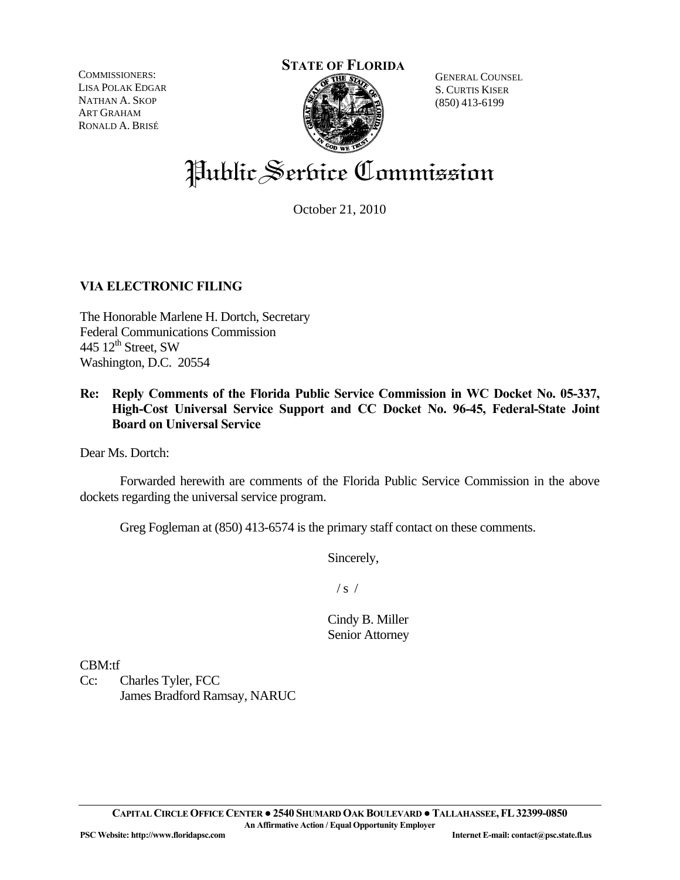COMMISSIONERS:
LISA POLAK EDGAR
NATHAN A. SKOP
ART GRAHAM
RONALD A. BRISÉ

**STATE OF FLORIDA**

GENERAL COUNSEL
S. CURTIS KISER
(850) 413-6199

# Public Service Commission

October 21, 2010

**VIA ELECTRONIC FILING**

The Honorable Marlene H. Dortch, Secretary
Federal Communications Commission
445 12th Street, SW
Washington, D.C. 20554

**Re: Reply Comments of the Florida Public Service Commission in WC Docket No. 05-337, High-Cost Universal Service Support and CC Docket No. 96-45, Federal-State Joint Board on Universal Service**

Dear Ms. Dortch:

Forwarded herewith are comments of the Florida Public Service Commission in the above dockets regarding the universal service program.

Greg Fogleman at (850) 413-6574 is the primary staff contact on these comments.

Sincerely,

/ s /

Cindy B. Miller
Senior Attorney

CBM:tf
Cc: Charles Tyler, FCC
James Bradford Ramsay, NARUC

CAPITAL CIRCLE OFFICE CENTER ● 2540 SHUMARD OAK BOULEVARD ● TALLAHASSEE, FL 32399-0850
An Affirmative Action / Equal Opportunity Employer
PSC Website: http://www.floridapsc.com Internet E-mail: contact@psc.state.fl.us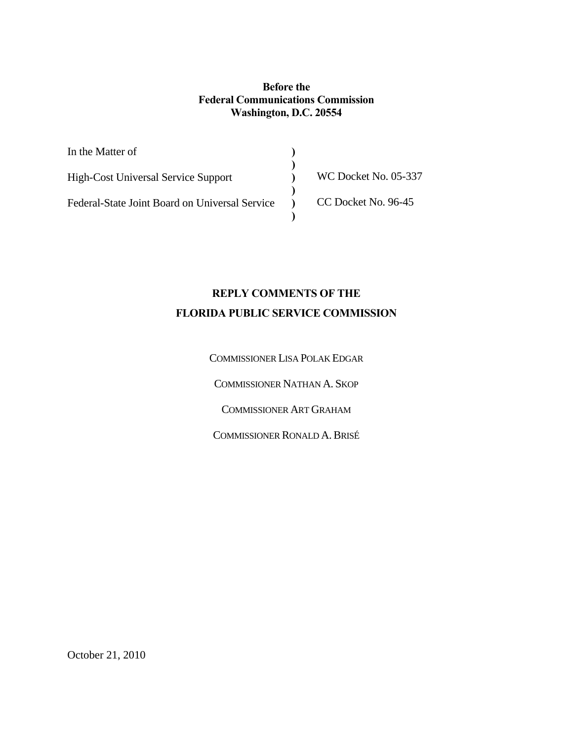**Before the**
**Federal Communications Commission**
**Washington, D.C. 20554**

| | | |
|---|---|---|
| In the Matter of | ) | |
| | ) | |
| High-Cost Universal Service Support | ) | WC Docket No. 05-337 |
| | ) | |
| Federal-State Joint Board on Universal Service | ) | CC Docket No. 96-45 |
| | ) | |

**REPLY COMMENTS OF THE**
**FLORIDA PUBLIC SERVICE COMMISSION**

COMMISSIONER LISA POLAK EDGAR

COMMISSIONER NATHAN A. SKOP

COMMISSIONER ART GRAHAM

COMMISSIONER RONALD A. BRISÉ

October 21, 2010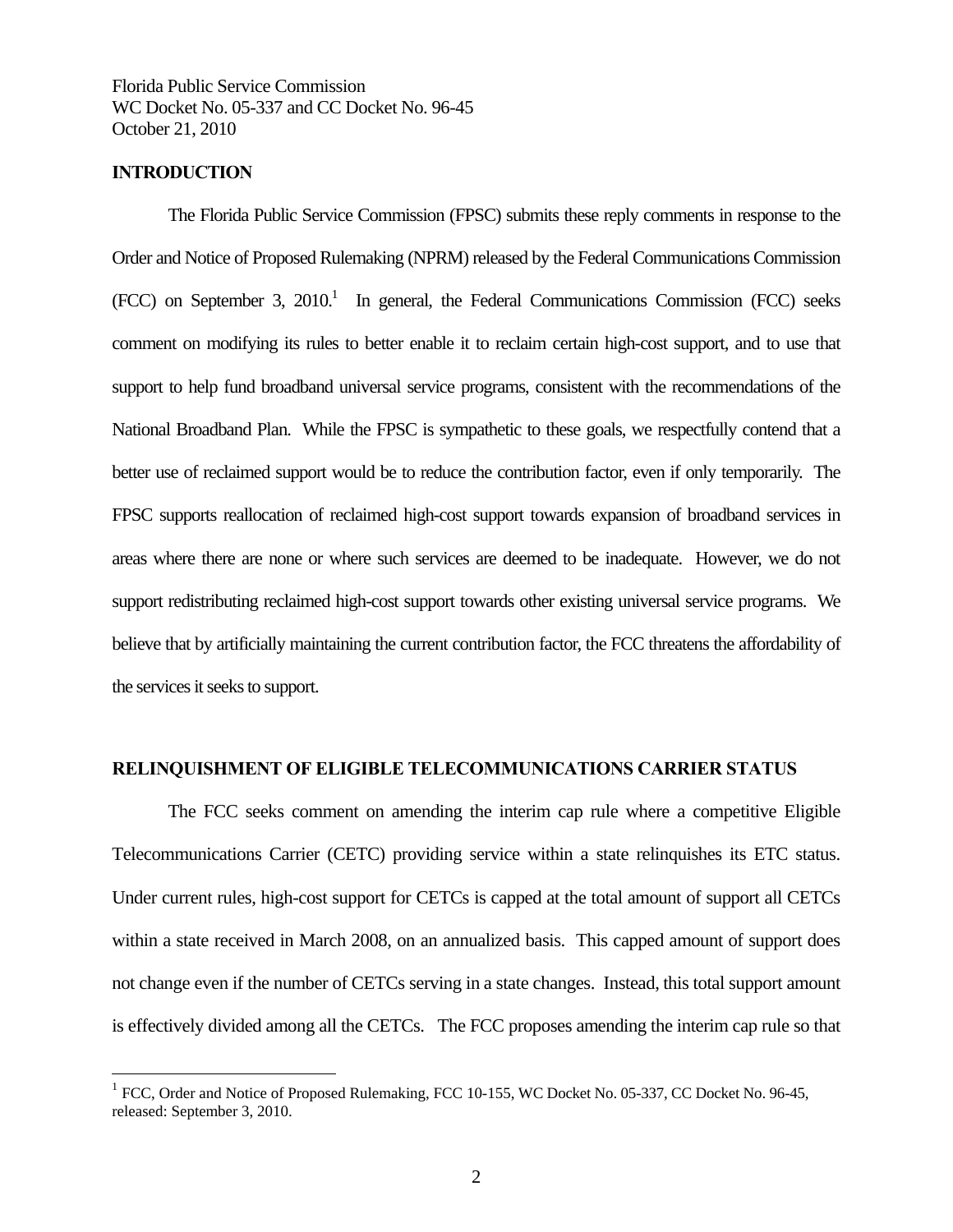Florida Public Service Commission
WC Docket No. 05-337 and CC Docket No. 96-45
October 21, 2010

**INTRODUCTION**

The Florida Public Service Commission (FPSC) submits these reply comments in response to the Order and Notice of Proposed Rulemaking (NPRM) released by the Federal Communications Commission (FCC) on September 3, 2010.[1] In general, the Federal Communications Commission (FCC) seeks comment on modifying its rules to better enable it to reclaim certain high-cost support, and to use that support to help fund broadband universal service programs, consistent with the recommendations of the National Broadband Plan. While the FPSC is sympathetic to these goals, we respectfully contend that a better use of reclaimed support would be to reduce the contribution factor, even if only temporarily. The FPSC supports reallocation of reclaimed high-cost support towards expansion of broadband services in areas where there are none or where such services are deemed to be inadequate. However, we do not support redistributing reclaimed high-cost support towards other existing universal service programs. We believe that by artificially maintaining the current contribution factor, the FCC threatens the affordability of the services it seeks to support.

**RELINQUISHMENT OF ELIGIBLE TELECOMMUNICATIONS CARRIER STATUS**

The FCC seeks comment on amending the interim cap rule where a competitive Eligible Telecommunications Carrier (CETC) providing service within a state relinquishes its ETC status. Under current rules, high-cost support for CETCs is capped at the total amount of support all CETCs within a state received in March 2008, on an annualized basis. This capped amount of support does not change even if the number of CETCs serving in a state changes. Instead, this total support amount is effectively divided among all the CETCs. The FCC proposes amending the interim cap rule so that

[1] FCC, Order and Notice of Proposed Rulemaking, FCC 10-155, WC Docket No. 05-337, CC Docket No. 96-45, released: September 3, 2010.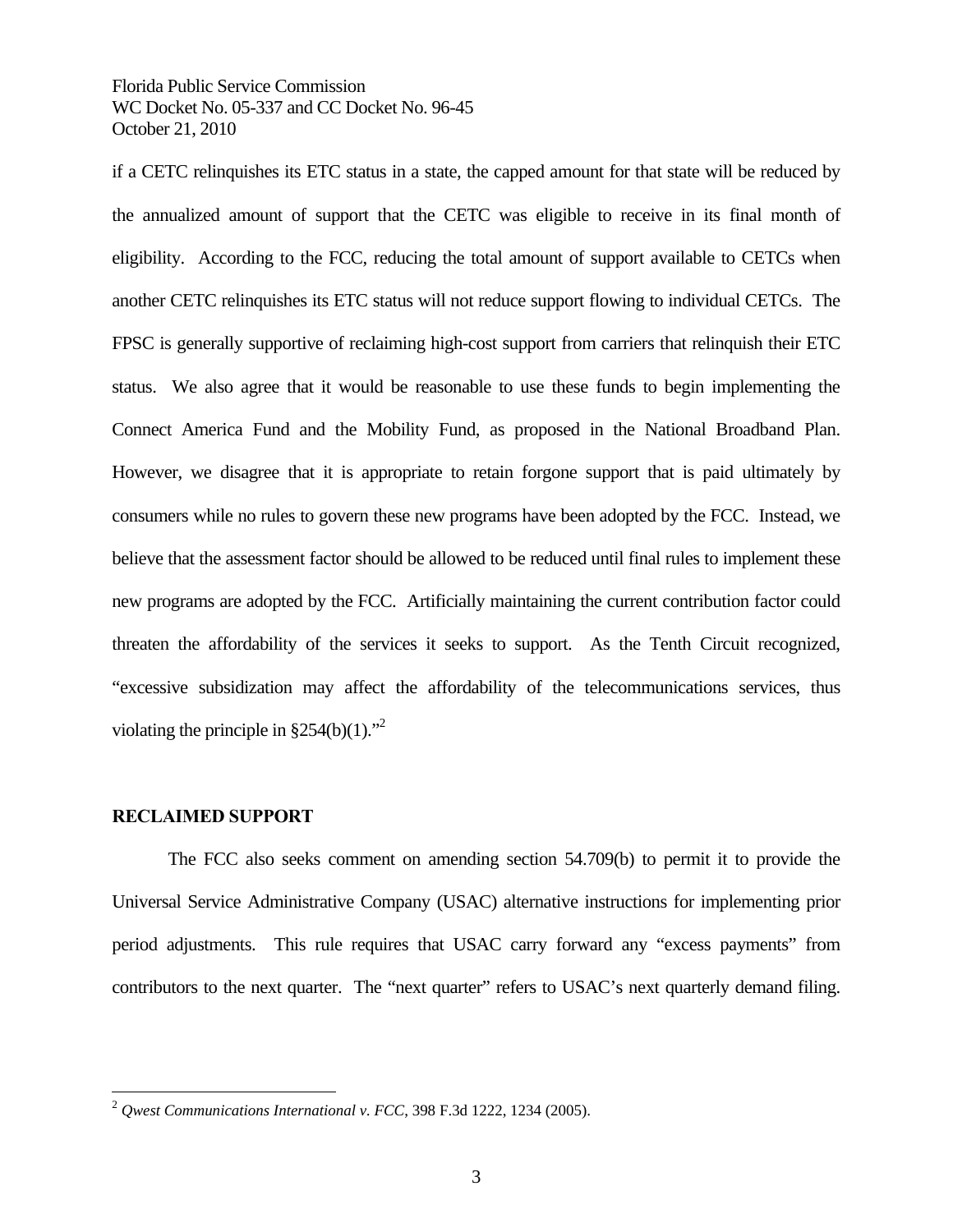if a CETC relinquishes its ETC status in a state, the capped amount for that state will be reduced by the annualized amount of support that the CETC was eligible to receive in its final month of eligibility. According to the FCC, reducing the total amount of support available to CETCs when another CETC relinquishes its ETC status will not reduce support flowing to individual CETCs. The FPSC is generally supportive of reclaiming high-cost support from carriers that relinquish their ETC status. We also agree that it would be reasonable to use these funds to begin implementing the Connect America Fund and the Mobility Fund, as proposed in the National Broadband Plan. However, we disagree that it is appropriate to retain forgone support that is paid ultimately by consumers while no rules to govern these new programs have been adopted by the FCC. Instead, we believe that the assessment factor should be allowed to be reduced until final rules to implement these new programs are adopted by the FCC. Artificially maintaining the current contribution factor could threaten the affordability of the services it seeks to support. As the Tenth Circuit recognized, "excessive subsidization may affect the affordability of the telecommunications services, thus violating the principle in §254(b)(1)."[2]

**RECLAIMED SUPPORT**

The FCC also seeks comment on amending section 54.709(b) to permit it to provide the Universal Service Administrative Company (USAC) alternative instructions for implementing prior period adjustments. This rule requires that USAC carry forward any "excess payments" from contributors to the next quarter. The "next quarter" refers to USAC's next quarterly demand filing.

---

[2] *Qwest Communications International v. FCC*, 398 F.3d 1222, 1234 (2005).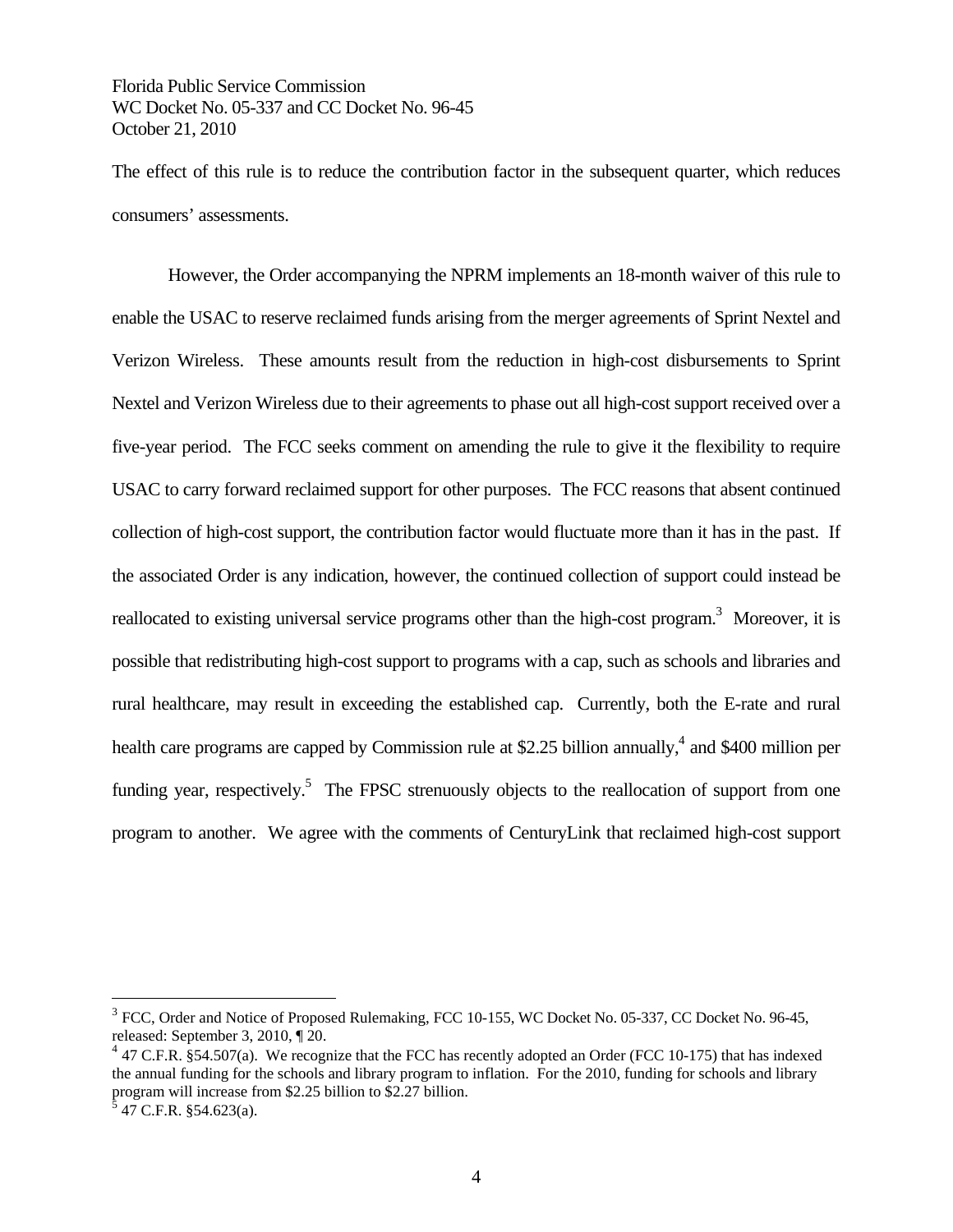The effect of this rule is to reduce the contribution factor in the subsequent quarter, which reduces consumers' assessments.

However, the Order accompanying the NPRM implements an 18-month waiver of this rule to enable the USAC to reserve reclaimed funds arising from the merger agreements of Sprint Nextel and Verizon Wireless. These amounts result from the reduction in high-cost disbursements to Sprint Nextel and Verizon Wireless due to their agreements to phase out all high-cost support received over a five-year period. The FCC seeks comment on amending the rule to give it the flexibility to require USAC to carry forward reclaimed support for other purposes. The FCC reasons that absent continued collection of high-cost support, the contribution factor would fluctuate more than it has in the past. If the associated Order is any indication, however, the continued collection of support could instead be reallocated to existing universal service programs other than the high-cost program.[3] Moreover, it is possible that redistributing high-cost support to programs with a cap, such as schools and libraries and rural healthcare, may result in exceeding the established cap. Currently, both the E-rate and rural health care programs are capped by Commission rule at $2.25 billion annually,[4] and $400 million per funding year, respectively.[5] The FPSC strenuously objects to the reallocation of support from one program to another. We agree with the comments of CenturyLink that reclaimed high-cost support

---

[3] FCC, Order and Notice of Proposed Rulemaking, FCC 10-155, WC Docket No. 05-337, CC Docket No. 96-45, released: September 3, 2010, ¶ 20.

[4] 47 C.F.R. §54.507(a). We recognize that the FCC has recently adopted an Order (FCC 10-175) that has indexed the annual funding for the schools and library program to inflation. For the 2010, funding for schools and library program will increase from $2.25 billion to $2.27 billion.

[5] 47 C.F.R. §54.623(a).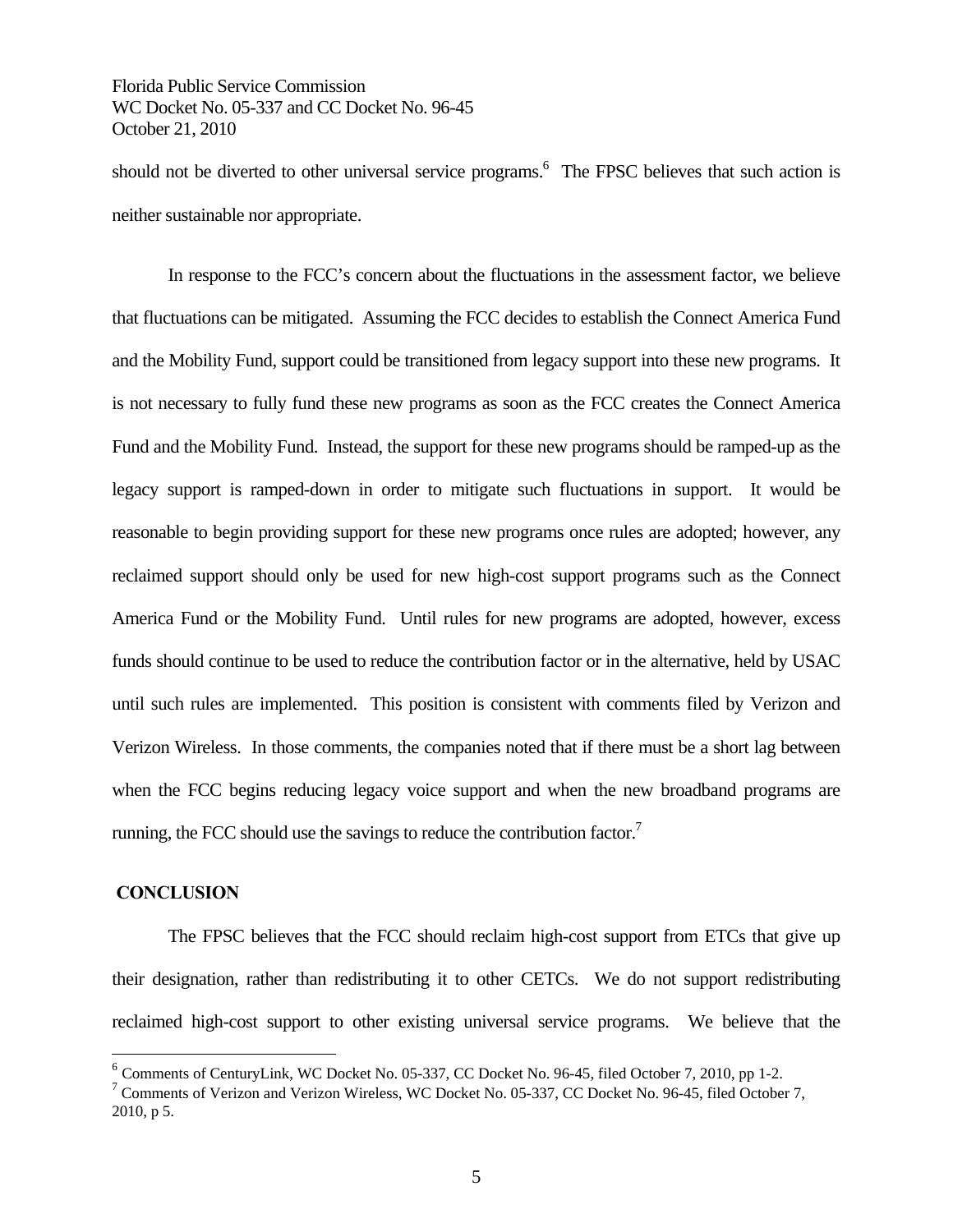should not be diverted to other universal service programs.[6] The FPSC believes that such action is neither sustainable nor appropriate.

In response to the FCC's concern about the fluctuations in the assessment factor, we believe that fluctuations can be mitigated. Assuming the FCC decides to establish the Connect America Fund and the Mobility Fund, support could be transitioned from legacy support into these new programs. It is not necessary to fully fund these new programs as soon as the FCC creates the Connect America Fund and the Mobility Fund. Instead, the support for these new programs should be ramped-up as the legacy support is ramped-down in order to mitigate such fluctuations in support. It would be reasonable to begin providing support for these new programs once rules are adopted; however, any reclaimed support should only be used for new high-cost support programs such as the Connect America Fund or the Mobility Fund. Until rules for new programs are adopted, however, excess funds should continue to be used to reduce the contribution factor or in the alternative, held by USAC until such rules are implemented. This position is consistent with comments filed by Verizon and Verizon Wireless. In those comments, the companies noted that if there must be a short lag between when the FCC begins reducing legacy voice support and when the new broadband programs are running, the FCC should use the savings to reduce the contribution factor.[7]

**CONCLUSION**

The FPSC believes that the FCC should reclaim high-cost support from ETCs that give up their designation, rather than redistributing it to other CETCs. We do not support redistributing reclaimed high-cost support to other existing universal service programs. We believe that the

[6] Comments of CenturyLink, WC Docket No. 05-337, CC Docket No. 96-45, filed October 7, 2010, pp 1-2.

[7] Comments of Verizon and Verizon Wireless, WC Docket No. 05-337, CC Docket No. 96-45, filed October 7, 2010, p 5.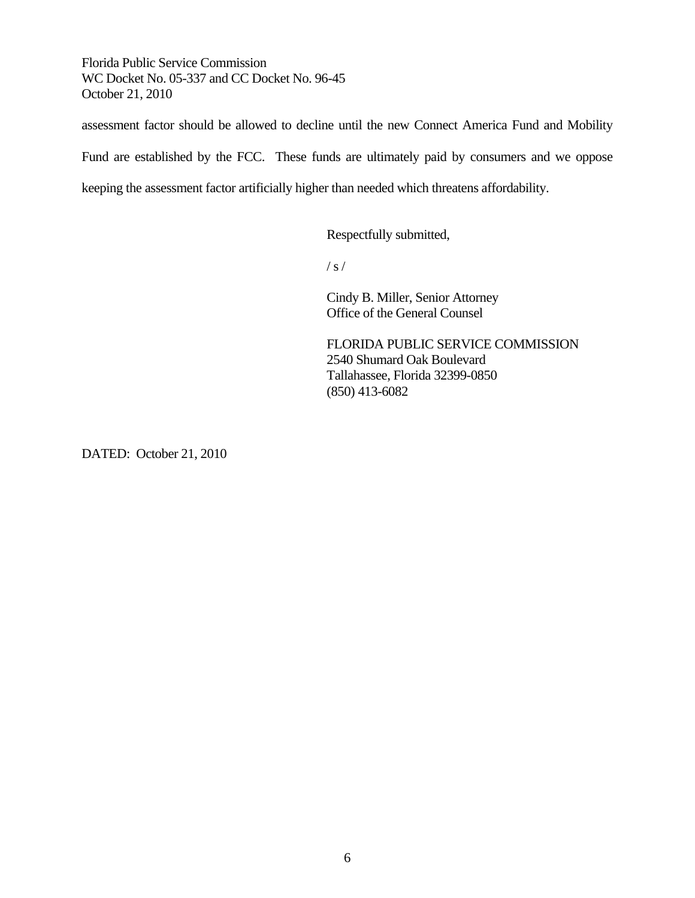assessment factor should be allowed to decline until the new Connect America Fund and Mobility Fund are established by the FCC. These funds are ultimately paid by consumers and we oppose keeping the assessment factor artificially higher than needed which threatens affordability.

Respectfully submitted,

/ s /

Cindy B. Miller, Senior Attorney
Office of the General Counsel

FLORIDA PUBLIC SERVICE COMMISSION
2540 Shumard Oak Boulevard
Tallahassee, Florida 32399-0850
(850) 413-6082

DATED: October 21, 2010